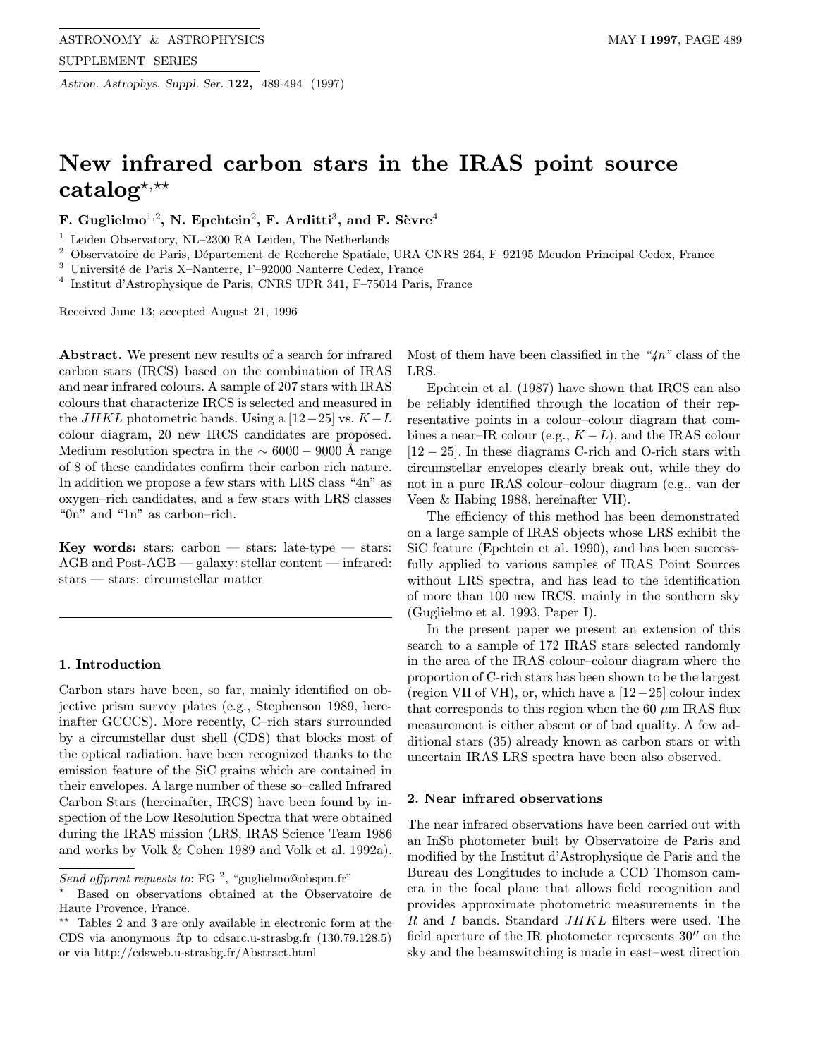# New infrared carbon stars in the IRAS point source catalog[⋆,⋆⋆]

**F. Guglielmo[1,2], N. Epchtein[2], F. Arditti[3], and F. Sèvre[4]**

[1] Leiden Observatory, NL–2300 RA Leiden, The Netherlands
[2] Observatoire de Paris, Département de Recherche Spatiale, URA CNRS 264, F–92195 Meudon Principal Cedex, France
[3] Université de Paris X–Nanterre, F–92000 Nanterre Cedex, France
[4] Institut d'Astrophysique de Paris, CNRS UPR 341, F–75014 Paris, France

Received June 13; accepted August 21, 1996

**Abstract.** We present new results of a search for infrared carbon stars (IRCS) based on the combination of IRAS and near infrared colours. A sample of 207 stars with IRAS colours that characterize IRCS is selected and measured in the $JHKL$ photometric bands. Using a $[12-25]$ vs. $K-L$ colour diagram, 20 new IRCS candidates are proposed. Medium resolution spectra in the $\sim 6000-9000$ Å range of 8 of these candidates confirm their carbon rich nature. In addition we propose a few stars with LRS class "4n" as oxygen–rich candidates, and a few stars with LRS classes "0n" and "1n" as carbon–rich.

**Key words:** stars: carbon — stars: late-type — stars: AGB and Post-AGB — galaxy: stellar content — infrared: stars — stars: circumstellar matter

## 1. Introduction

Carbon stars have been, so far, mainly identified on objective prism survey plates (e.g., Stephenson 1989, hereinafter GCCCS). More recently, C–rich stars surrounded by a circumstellar dust shell (CDS) that blocks most of the optical radiation, have been recognized thanks to the emission feature of the SiC grains which are contained in their envelopes. A large number of these so–called Infrared Carbon Stars (hereinafter, IRCS) have been found by inspection of the Low Resolution Spectra that were obtained during the IRAS mission (LRS, IRAS Science Team 1986 and works by Volk & Cohen 1989 and Volk et al. 1992a). Most of them have been classified in the *"4n"* class of the LRS.

Epchtein et al. (1987) have shown that IRCS can also be reliably identified through the location of their representative points in a colour–colour diagram that combines a near–IR colour (e.g., $K-L$), and the IRAS colour $[12-25]$. In these diagrams C-rich and O-rich stars with circumstellar envelopes clearly break out, while they do not in a pure IRAS colour–colour diagram (e.g., van der Veen & Habing 1988, hereinafter VH).

The efficiency of this method has been demonstrated on a large sample of IRAS objects whose LRS exhibit the SiC feature (Epchtein et al. 1990), and has been successfully applied to various samples of IRAS Point Sources without LRS spectra, and has lead to the identification of more than 100 new IRCS, mainly in the southern sky (Guglielmo et al. 1993, Paper I).

In the present paper we present an extension of this search to a sample of 172 IRAS stars selected randomly in the area of the IRAS colour–colour diagram where the proportion of C-rich stars has been shown to be the largest (region VII of VH), or, which have a $[12-25]$ colour index that corresponds to this region when the 60 $\mu$m IRAS flux measurement is either absent or of bad quality. A few additional stars (35) already known as carbon stars or with uncertain IRAS LRS spectra have been also observed.

## 2. Near infrared observations

The near infrared observations have been carried out with an InSb photometer built by Observatoire de Paris and modified by the Institut d'Astrophysique de Paris and the Bureau des Longitudes to include a CCD Thomson camera in the focal plane that allows field recognition and provides approximate photometric measurements in the $R$ and $I$ bands. Standard $JHKL$ filters were used. The field aperture of the IR photometer represents 30″ on the sky and the beamswitching is made in east–west direction

---

*Send offprint requests to*: FG [2], "guglielmo@obspm.fr"

[⋆] Based on observations obtained at the Observatoire de Haute Provence, France.

[⋆⋆] Tables 2 and 3 are only available in electronic form at the CDS via anonymous ftp to cdsarc.u-strasbg.fr (130.79.128.5) or via http://cdsweb.u-strasbg.fr/Abstract.html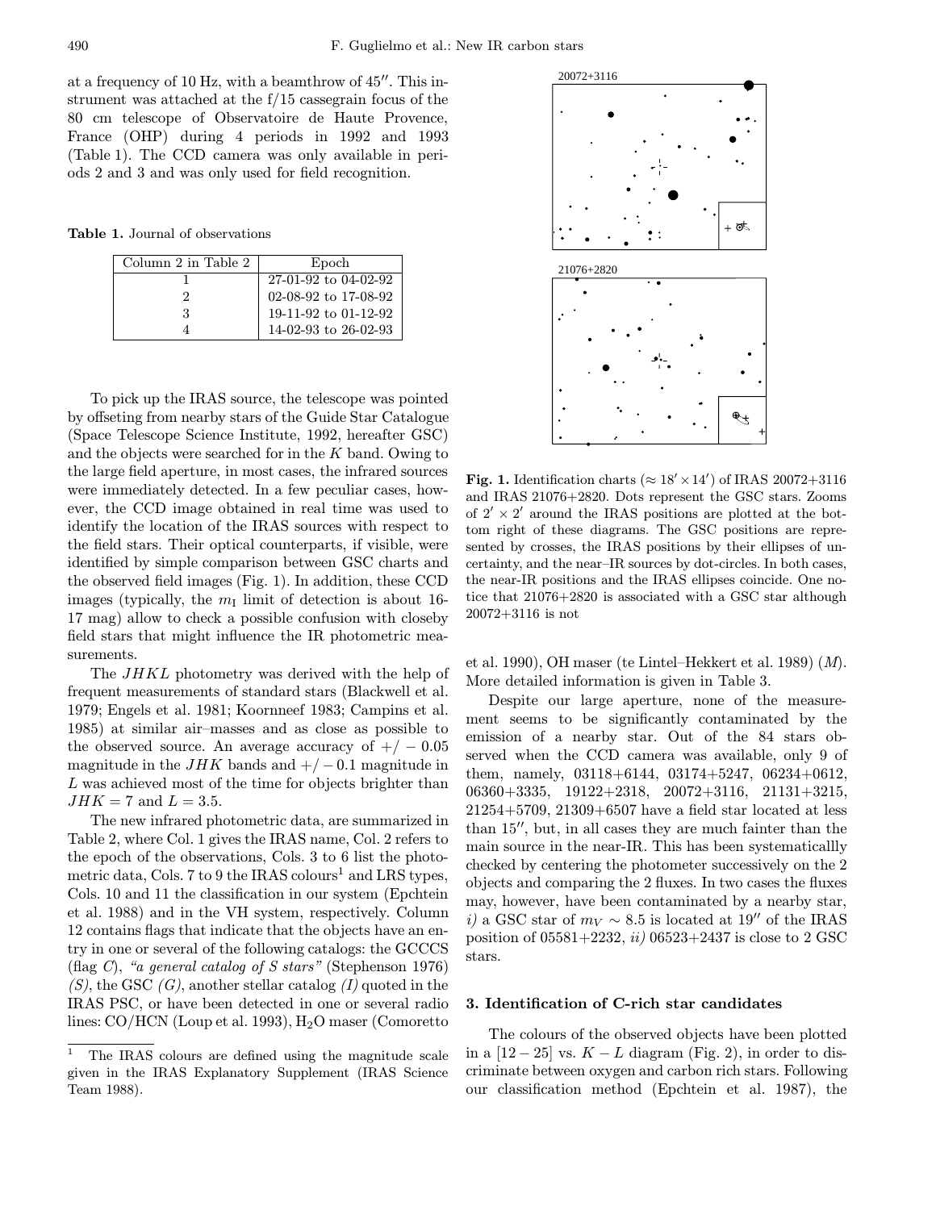at a frequency of 10 Hz, with a beamthrow of 45″. This instrument was attached at the f/15 cassegrain focus of the 80 cm telescope of Observatoire de Haute Provence, France (OHP) during 4 periods in 1992 and 1993 (Table 1). The CCD camera was only available in periods 2 and 3 and was only used for field recognition.

**Table 1.** Journal of observations

| Column 2 in Table 2 | Epoch |
|---|---|
| 1 | 27-01-92 to 04-02-92 |
| 2 | 02-08-92 to 17-08-92 |
| 3 | 19-11-92 to 01-12-92 |
| 4 | 14-02-93 to 26-02-93 |

To pick up the IRAS source, the telescope was pointed by offseting from nearby stars of the Guide Star Catalogue (Space Telescope Science Institute, 1992, hereafter GSC) and the objects were searched for in the $K$ band. Owing to the large field aperture, in most cases, the infrared sources were immediately detected. In a few peculiar cases, however, the CCD image obtained in real time was used to identify the location of the IRAS sources with respect to the field stars. Their optical counterparts, if visible, were identified by simple comparison between GSC charts and the observed field images (Fig. 1). In addition, these CCD images (typically, the $m_{\rm I}$ limit of detection is about 16-17 mag) allow to check a possible confusion with closeby field stars that might influence the IR photometric measurements.

The $JHKL$ photometry was derived with the help of frequent measurements of standard stars (Blackwell et al. 1979; Engels et al. 1981; Koornneef 1983; Campins et al. 1985) at similar air–masses and as close as possible to the observed source. An average accuracy of $+/-0.05$ magnitude in the $JHK$ bands and $+/-0.1$ magnitude in $L$ was achieved most of the time for objects brighter than $JHK = 7$ and $L = 3.5$.

The new infrared photometric data, are summarized in Table 2, where Col. 1 gives the IRAS name, Col. 2 refers to the epoch of the observations, Cols. 3 to 6 list the photometric data, Cols. 7 to 9 the IRAS colours[1] and LRS types, Cols. 10 and 11 the classification in our system (Epchtein et al. 1988) and in the VH system, respectively. Column 12 contains flags that indicate that the objects have an entry in one or several of the following catalogs: the GCCCS (flag $C$), *"a general catalog of S stars"* (Stephenson 1976) *(S)*, the GSC *(G)*, another stellar catalog *(I)* quoted in the IRAS PSC, or have been detected in one or several radio lines: CO/HCN (Loup et al. 1993), $H_2O$ maser (Comoretto et al. 1990), OH maser (te Lintel–Hekkert et al. 1989) (*M*). More detailed information is given in Table 3.

[1] The IRAS colours are defined using the magnitude scale given in the IRAS Explanatory Supplement (IRAS Science Team 1988).

**Fig. 1.** Identification charts ($\approx 18' \times 14'$) of IRAS 20072+3116 and IRAS 21076+2820. Dots represent the GSC stars. Zooms of $2' \times 2'$ around the IRAS positions are plotted at the bottom right of these diagrams. The GSC positions are represented by crosses, the IRAS positions by their ellipses of uncertainty, and the near–IR sources by dot-circles. In both cases, the near-IR positions and the IRAS ellipses coincide. One notice that 21076+2820 is associated with a GSC star although 20072+3116 is not

Despite our large aperture, none of the measurement seems to be significantly contaminated by the emission of a nearby star. Out of the 84 stars observed when the CCD camera was available, only 9 of them, namely, 03118+6144, 03174+5247, 06234+0612, 06360+3335, 19122+2318, 20072+3116, 21131+3215, 21254+5709, 21309+6507 have a field star located at less than 15″, but, in all cases they are much fainter than the main source in the near-IR. This has been systematicallly checked by centering the photometer successively on the 2 objects and comparing the 2 fluxes. In two cases the fluxes may, however, have been contaminated by a nearby star, *i)* a GSC star of $m_V \sim 8.5$ is located at 19″ of the IRAS position of 05581+2232, *ii)* 06523+2437 is close to 2 GSC stars.

## 3. Identification of C-rich star candidates

The colours of the observed objects have been plotted in a $[12-25]$ vs. $K-L$ diagram (Fig. 2), in order to discriminate between oxygen and carbon rich stars. Following our classification method (Epchtein et al. 1987), the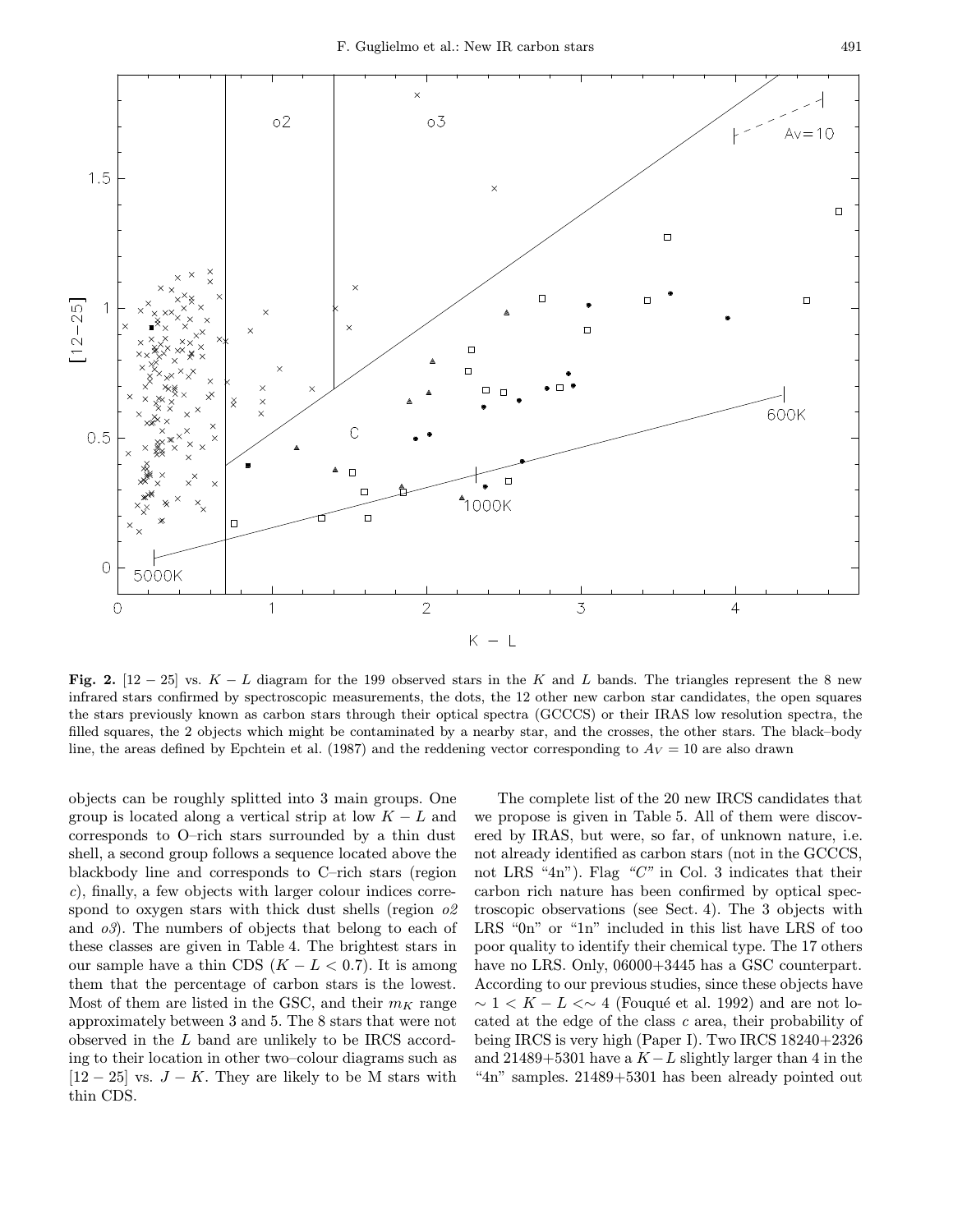**Fig. 2.** $[12-25]$ vs. $K-L$ diagram for the 199 observed stars in the $K$ and $L$ bands. The triangles represent the 8 new infrared stars confirmed by spectroscopic measurements, the dots, the 12 other new carbon star candidates, the open squares the stars previously known as carbon stars through their optical spectra (GCCCS) or their IRAS low resolution spectra, the filled squares, the 2 objects which might be contaminated by a nearby star, and the crosses, the other stars. The black–body line, the areas defined by Epchtein et al. (1987) and the reddening vector corresponding to $A_V = 10$ are also drawn

objects can be roughly splitted into 3 main groups. One group is located along a vertical strip at low $K-L$ and corresponds to O–rich stars surrounded by a thin dust shell, a second group follows a sequence located above the blackbody line and corresponds to C–rich stars (region *c*), finally, a few objects with larger colour indices correspond to oxygen stars with thick dust shells (region *o2* and *o3*). The numbers of objects that belong to each of these classes are given in Table 4. The brightest stars in our sample have a thin CDS ($K-L < 0.7$). It is among them that the percentage of carbon stars is the lowest. Most of them are listed in the GSC, and their $m_K$ range approximately between 3 and 5. The 8 stars that were not observed in the $L$ band are unlikely to be IRCS according to their location in other two–colour diagrams such as $[12-25]$ vs. $J-K$. They are likely to be M stars with thin CDS.

The complete list of the 20 new IRCS candidates that we propose is given in Table 5. All of them were discovered by IRAS, but were, so far, of unknown nature, i.e. not already identified as carbon stars (not in the GCCCS, not LRS "4n"). Flag *"C"* in Col. 3 indicates that their carbon rich nature has been confirmed by optical spectroscopic observations (see Sect. 4). The 3 objects with LRS "0n" or "1n" included in this list have LRS of too poor quality to identify their chemical type. The 17 others have no LRS. Only, 06000+3445 has a GSC counterpart. According to our previous studies, since these objects have $\sim 1 < K-L <\sim 4$ (Fouqué et al. 1992) and are not located at the edge of the class *c* area, their probability of being IRCS is very high (Paper I). Two IRCS 18240+2326 and 21489+5301 have a $K-L$ slightly larger than 4 in the "4n" samples. 21489+5301 has been already pointed out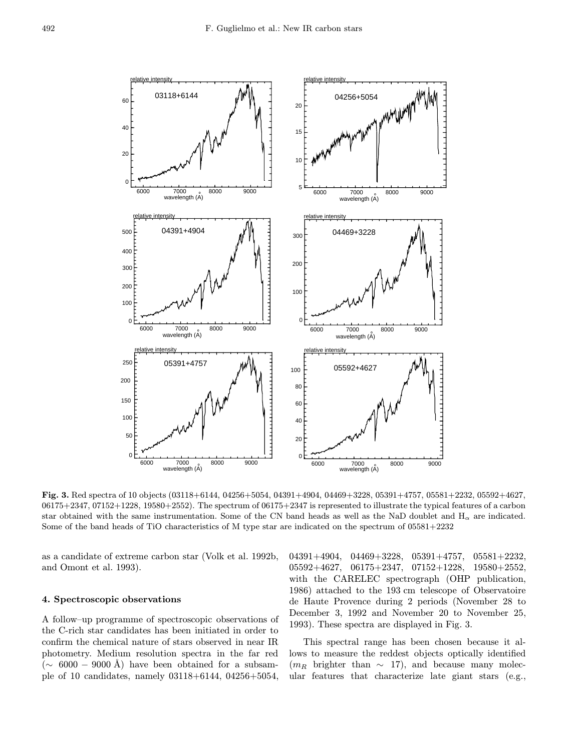**Fig. 3.** Red spectra of 10 objects (03118+6144, 04256+5054, 04391+4904, 04469+3228, 05391+4757, 05581+2232, 05592+4627, 06175+2347, 07152+1228, 19580+2552). The spectrum of 06175+2347 is represented to illustrate the typical features of a carbon star obtained with the same instrumentation. Some of the CN band heads as well as the NaD doublet and $H_\alpha$ are indicated. Some of the band heads of TiO characteristics of M type star are indicated on the spectrum of 05581+2232

as a candidate of extreme carbon star (Volk et al. 1992b, and Omont et al. 1993).

## 4. Spectroscopic observations

A follow–up programme of spectroscopic observations of the C-rich star candidates has been initiated in order to confirm the chemical nature of stars observed in near IR photometry. Medium resolution spectra in the far red ($\sim$ 6000 – 9000 Å) have been obtained for a subsample of 10 candidates, namely 03118+6144, 04256+5054, 04391+4904, 04469+3228, 05391+4757, 05581+2232, 05592+4627, 06175+2347, 07152+1228, 19580+2552, with the CARELEC spectrograph (OHP publication, 1986) attached to the 193 cm telescope of Observatoire de Haute Provence during 2 periods (November 28 to December 3, 1992 and November 20 to November 25, 1993). These spectra are displayed in Fig. 3.

This spectral range has been chosen because it allows to measure the reddest objects optically identified ($m_R$ brighter than $\sim$ 17), and because many molecular features that characterize late giant stars (e.g.,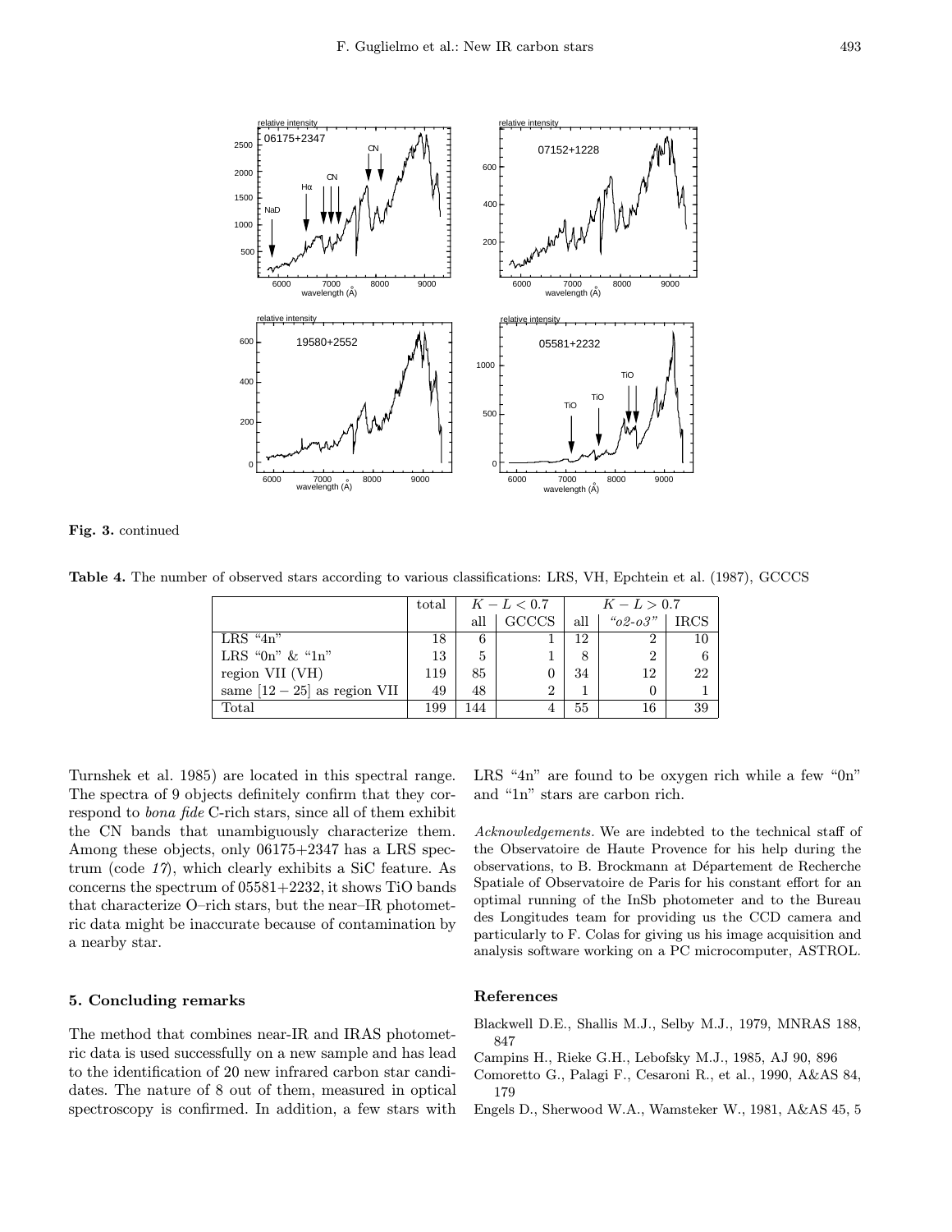**Fig. 3.** continued

**Table 4.** The number of observed stars according to various classifications: LRS, VH, Epchtein et al. (1987), GCCCS

| | total | $K-L<0.7$ | | $K-L>0.7$ | | |
|---|---|---|---|---|---|---|
| | | all | GCCCS | all | *"o2-o3"* | IRCS |
| LRS "4n" | 18 | 6 | 1 | 12 | 2 | 10 |
| LRS "0n" & "1n" | 13 | 5 | 1 | 8 | 2 | 6 |
| region VII (VH) | 119 | 85 | 0 | 34 | 12 | 22 |
| same $[12-25]$ as region VII | 49 | 48 | 2 | 1 | 0 | 1 |
| Total | 199 | 144 | 4 | 55 | 16 | 39 |

Turnshek et al. 1985) are located in this spectral range. The spectra of 9 objects definitely confirm that they correspond to *bona fide* C-rich stars, since all of them exhibit the CN bands that unambiguously characterize them. Among these objects, only 06175+2347 has a LRS spectrum (code *17*), which clearly exhibits a SiC feature. As concerns the spectrum of 05581+2232, it shows TiO bands that characterize O–rich stars, but the near–IR photometric data might be inaccurate because of contamination by a nearby star.

## 5. Concluding remarks

The method that combines near-IR and IRAS photometric data is used successfully on a new sample and has lead to the identification of 20 new infrared carbon star candidates. The nature of 8 out of them, measured in optical spectroscopy is confirmed. In addition, a few stars with LRS "4n" are found to be oxygen rich while a few "0n" and "1n" stars are carbon rich.

*Acknowledgements.* We are indebted to the technical staff of the Observatoire de Haute Provence for his help during the observations, to B. Brockmann at Département de Recherche Spatiale of Observatoire de Paris for his constant effort for an optimal running of the InSb photometer and to the Bureau des Longitudes team for providing us the CCD camera and particularly to F. Colas for giving us his image acquisition and analysis software working on a PC microcomputer, ASTROL.

## References

Blackwell D.E., Shallis M.J., Selby M.J., 1979, MNRAS 188, 847

Campins H., Rieke G.H., Lebofsky M.J., 1985, AJ 90, 896

Comoretto G., Palagi F., Cesaroni R., et al., 1990, A&AS 84, 179

Engels D., Sherwood W.A., Wamsteker W., 1981, A&AS 45, 5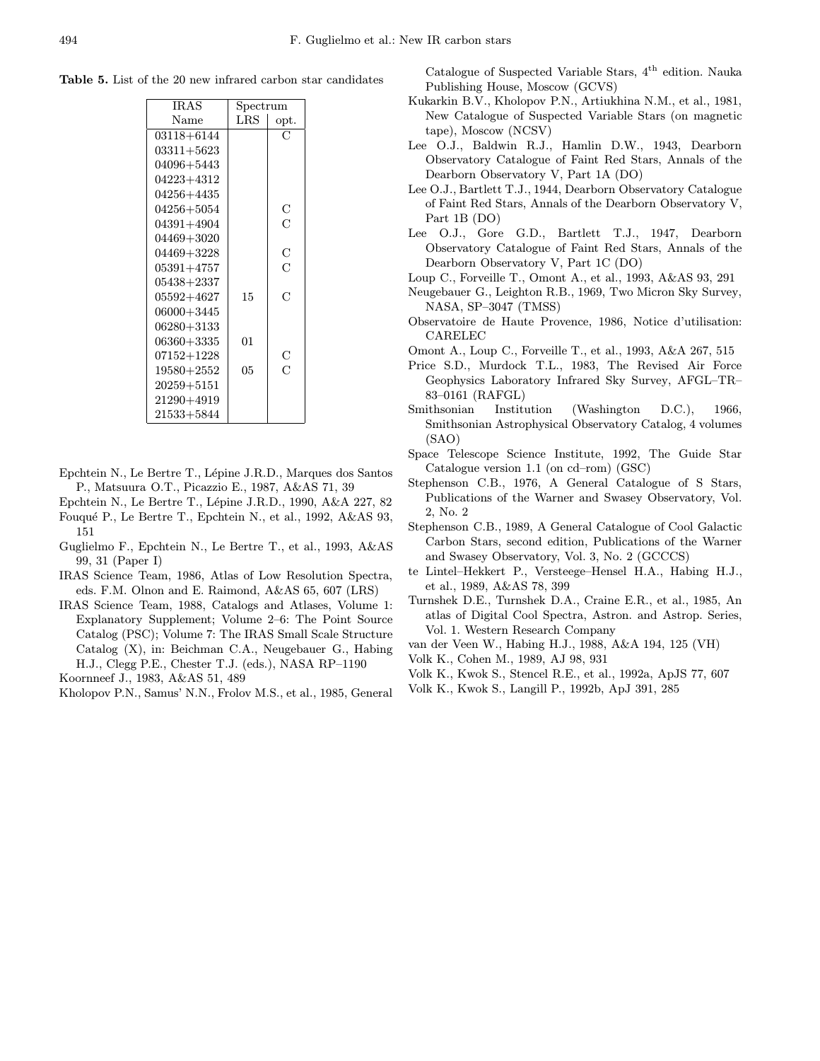**Table 5.** List of the 20 new infrared carbon star candidates

| IRAS | Spectrum | |
|---|---|---|
| Name | LRS | opt. |
| 03118+6144 | | C |
| 03311+5623 | | |
| 04096+5443 | | |
| 04223+4312 | | |
| 04256+4435 | | |
| 04256+5054 | | C |
| 04391+4904 | | C |
| 04469+3020 | | |
| 04469+3228 | | C |
| 05391+4757 | | C |
| 05438+2337 | | |
| 05592+4627 | 15 | C |
| 06000+3445 | | |
| 06280+3133 | | |
| 06360+3335 | 01 | |
| 07152+1228 | | C |
| 19580+2552 | 05 | C |
| 20259+5151 | | |
| 21290+4919 | | |
| 21533+5844 | | |

Epchtein N., Le Bertre T., Lépine J.R.D., Marques dos Santos P., Matsuura O.T., Picazzio E., 1987, A&AS 71, 39

Epchtein N., Le Bertre T., Lépine J.R.D., 1990, A&A 227, 82

Fouqué P., Le Bertre T., Epchtein N., et al., 1992, A&AS 93, 151

Guglielmo F., Epchtein N., Le Bertre T., et al., 1993, A&AS 99, 31 (Paper I)

IRAS Science Team, 1986, Atlas of Low Resolution Spectra, eds. F.M. Olnon and E. Raimond, A&AS 65, 607 (LRS)

IRAS Science Team, 1988, Catalogs and Atlases, Volume 1: Explanatory Supplement; Volume 2–6: The Point Source Catalog (PSC); Volume 7: The IRAS Small Scale Structure Catalog (X), in: Beichman C.A., Neugebauer G., Habing H.J., Clegg P.E., Chester T.J. (eds.), NASA RP–1190

Koornneef J., 1983, A&AS 51, 489

Kholopov P.N., Samus' N.N., Frolov M.S., et al., 1985, General Catalogue of Suspected Variable Stars, 4th edition. Nauka Publishing House, Moscow (GCVS)

Kukarkin B.V., Kholopov P.N., Artiukhina N.M., et al., 1981, New Catalogue of Suspected Variable Stars (on magnetic tape), Moscow (NCSV)

Lee O.J., Baldwin R.J., Hamlin D.W., 1943, Dearborn Observatory Catalogue of Faint Red Stars, Annals of the Dearborn Observatory V, Part 1A (DO)

Lee O.J., Bartlett T.J., 1944, Dearborn Observatory Catalogue of Faint Red Stars, Annals of the Dearborn Observatory V, Part 1B (DO)

Lee O.J., Gore G.D., Bartlett T.J., 1947, Dearborn Observatory Catalogue of Faint Red Stars, Annals of the Dearborn Observatory V, Part 1C (DO)

Loup C., Forveille T., Omont A., et al., 1993, A&AS 93, 291

Neugebauer G., Leighton R.B., 1969, Two Micron Sky Survey, NASA, SP–3047 (TMSS)

Observatoire de Haute Provence, 1986, Notice d'utilisation: CARELEC

Omont A., Loup C., Forveille T., et al., 1993, A&A 267, 515

Price S.D., Murdock T.L., 1983, The Revised Air Force Geophysics Laboratory Infrared Sky Survey, AFGL–TR–83–0161 (RAFGL)

Smithsonian Institution (Washington D.C.), 1966, Smithsonian Astrophysical Observatory Catalog, 4 volumes (SAO)

Space Telescope Science Institute, 1992, The Guide Star Catalogue version 1.1 (on cd–rom) (GSC)

Stephenson C.B., 1976, A General Catalogue of S Stars, Publications of the Warner and Swasey Observatory, Vol. 2, No. 2

Stephenson C.B., 1989, A General Catalogue of Cool Galactic Carbon Stars, second edition, Publications of the Warner and Swasey Observatory, Vol. 3, No. 2 (GCCCS)

te Lintel–Hekkert P., Versteege–Hensel H.A., Habing H.J., et al., 1989, A&AS 78, 399

Turnshek D.E., Turnshek D.A., Craine E.R., et al., 1985, An atlas of Digital Cool Spectra, Astron. and Astrop. Series, Vol. 1. Western Research Company

van der Veen W., Habing H.J., 1988, A&A 194, 125 (VH)

Volk K., Cohen M., 1989, AJ 98, 931

Volk K., Kwok S., Stencel R.E., et al., 1992a, ApJS 77, 607

Volk K., Kwok S., Langill P., 1992b, ApJ 391, 285